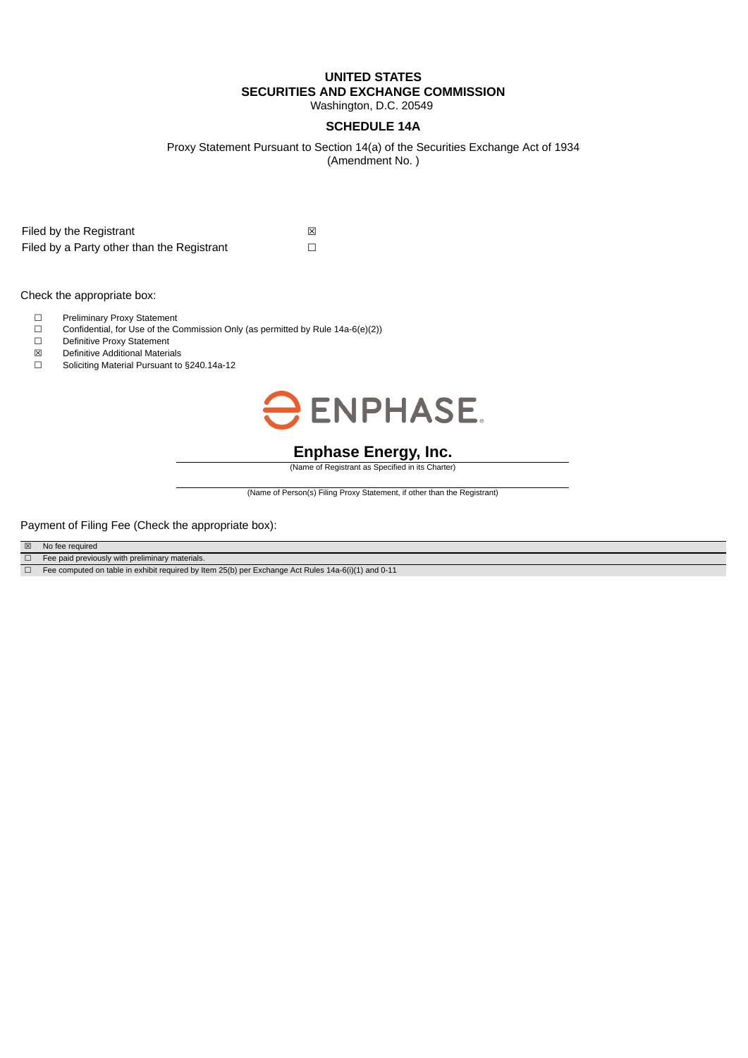# UNITED STATES
# SECURITIES AND EXCHANGE COMMISSION

Washington, D.C. 20549

## SCHEDULE 14A

Proxy Statement Pursuant to Section 14(a) of the Securities Exchange Act of 1934
(Amendment No. )

| | |
|---|---|
| Filed by the Registrant | ☒ |
| Filed by a Party other than the Registrant | ☐ |

Check the appropriate box:

☐ Preliminary Proxy Statement
☐ Confidential, for Use of the Commission Only (as permitted by Rule 14a-6(e)(2))
☐ Definitive Proxy Statement
☒ Definitive Additional Materials
☐ Soliciting Material Pursuant to §240.14a-12

ENPHASE

**Enphase Energy, Inc.**

(Name of Registrant as Specified in its Charter)

(Name of Person(s) Filing Proxy Statement, if other than the Registrant)

Payment of Filing Fee (Check the appropriate box):

| | |
|---|---|
| ☒ | No fee required |
| ☐ | Fee paid previously with preliminary materials. |
| ☐ | Fee computed on table in exhibit required by Item 25(b) per Exchange Act Rules 14a-6(i)(1) and 0-11 |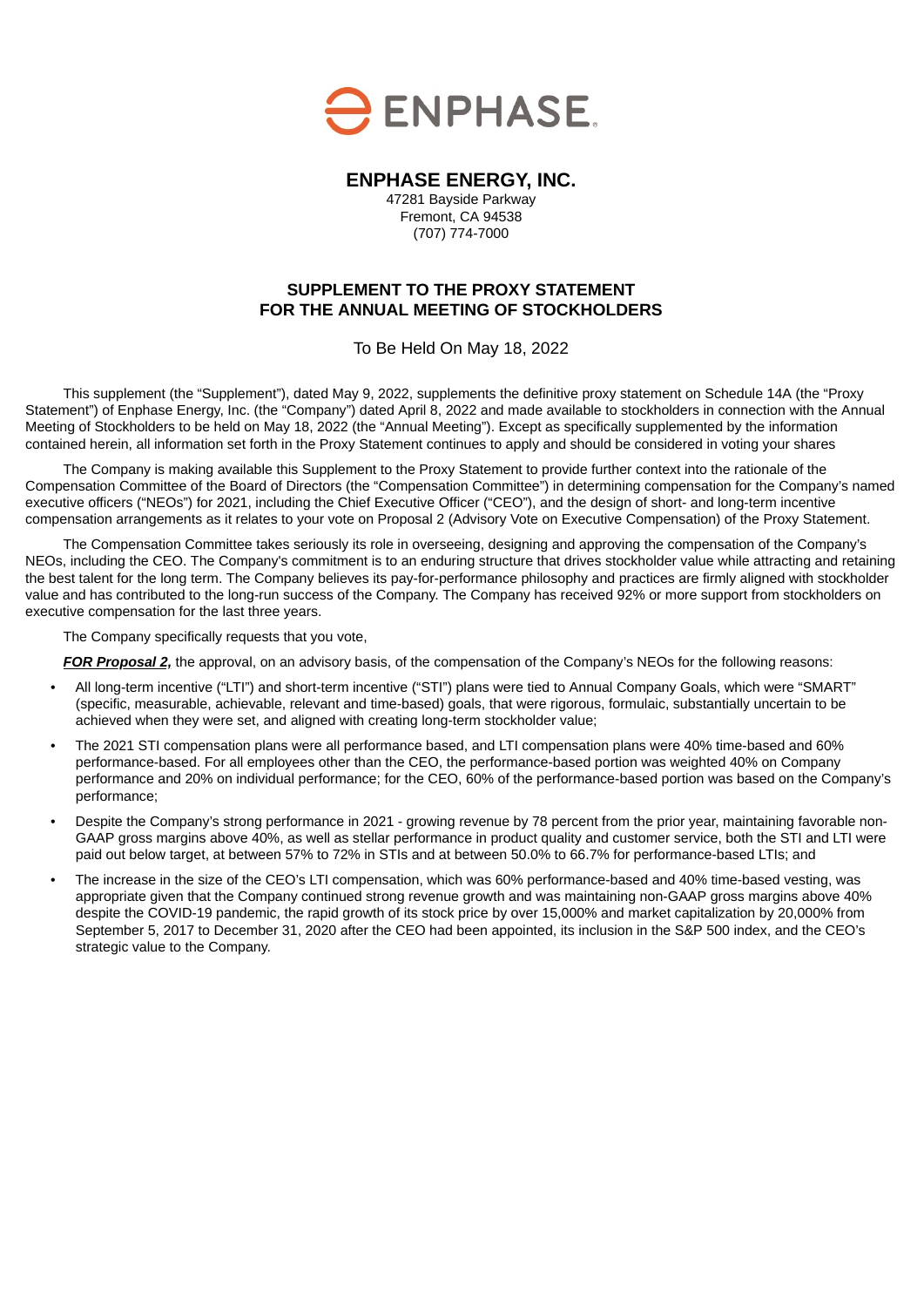ENPHASE.

# ENPHASE ENERGY, INC.

47281 Bayside Parkway
Fremont, CA 94538
(707) 774-7000

## SUPPLEMENT TO THE PROXY STATEMENT
## FOR THE ANNUAL MEETING OF STOCKHOLDERS

To Be Held On May 18, 2022

This supplement (the "Supplement"), dated May 9, 2022, supplements the definitive proxy statement on Schedule 14A (the "Proxy Statement") of Enphase Energy, Inc. (the "Company") dated April 8, 2022 and made available to stockholders in connection with the Annual Meeting of Stockholders to be held on May 18, 2022 (the "Annual Meeting"). Except as specifically supplemented by the information contained herein, all information set forth in the Proxy Statement continues to apply and should be considered in voting your shares

The Company is making available this Supplement to the Proxy Statement to provide further context into the rationale of the Compensation Committee of the Board of Directors (the "Compensation Committee") in determining compensation for the Company's named executive officers ("NEOs") for 2021, including the Chief Executive Officer ("CEO"), and the design of short- and long-term incentive compensation arrangements as it relates to your vote on Proposal 2 (Advisory Vote on Executive Compensation) of the Proxy Statement.

The Compensation Committee takes seriously its role in overseeing, designing and approving the compensation of the Company's NEOs, including the CEO. The Company's commitment is to an enduring structure that drives stockholder value while attracting and retaining the best talent for the long term. The Company believes its pay-for-performance philosophy and practices are firmly aligned with stockholder value and has contributed to the long-run success of the Company. The Company has received 92% or more support from stockholders on executive compensation for the last three years.

The Company specifically requests that you vote,

***FOR Proposal 2,*** the approval, on an advisory basis, of the compensation of the Company's NEOs for the following reasons:

- All long-term incentive ("LTI") and short-term incentive ("STI") plans were tied to Annual Company Goals, which were "SMART" (specific, measurable, achievable, relevant and time-based) goals, that were rigorous, formulaic, substantially uncertain to be achieved when they were set, and aligned with creating long-term stockholder value;
- The 2021 STI compensation plans were all performance based, and LTI compensation plans were 40% time-based and 60% performance-based. For all employees other than the CEO, the performance-based portion was weighted 40% on Company performance and 20% on individual performance; for the CEO, 60% of the performance-based portion was based on the Company's performance;
- Despite the Company's strong performance in 2021 - growing revenue by 78 percent from the prior year, maintaining favorable non-GAAP gross margins above 40%, as well as stellar performance in product quality and customer service, both the STI and LTI were paid out below target, at between 57% to 72% in STIs and at between 50.0% to 66.7% for performance-based LTIs; and
- The increase in the size of the CEO's LTI compensation, which was 60% performance-based and 40% time-based vesting, was appropriate given that the Company continued strong revenue growth and was maintaining non-GAAP gross margins above 40% despite the COVID-19 pandemic, the rapid growth of its stock price by over 15,000% and market capitalization by 20,000% from September 5, 2017 to December 31, 2020 after the CEO had been appointed, its inclusion in the S&P 500 index, and the CEO's strategic value to the Company.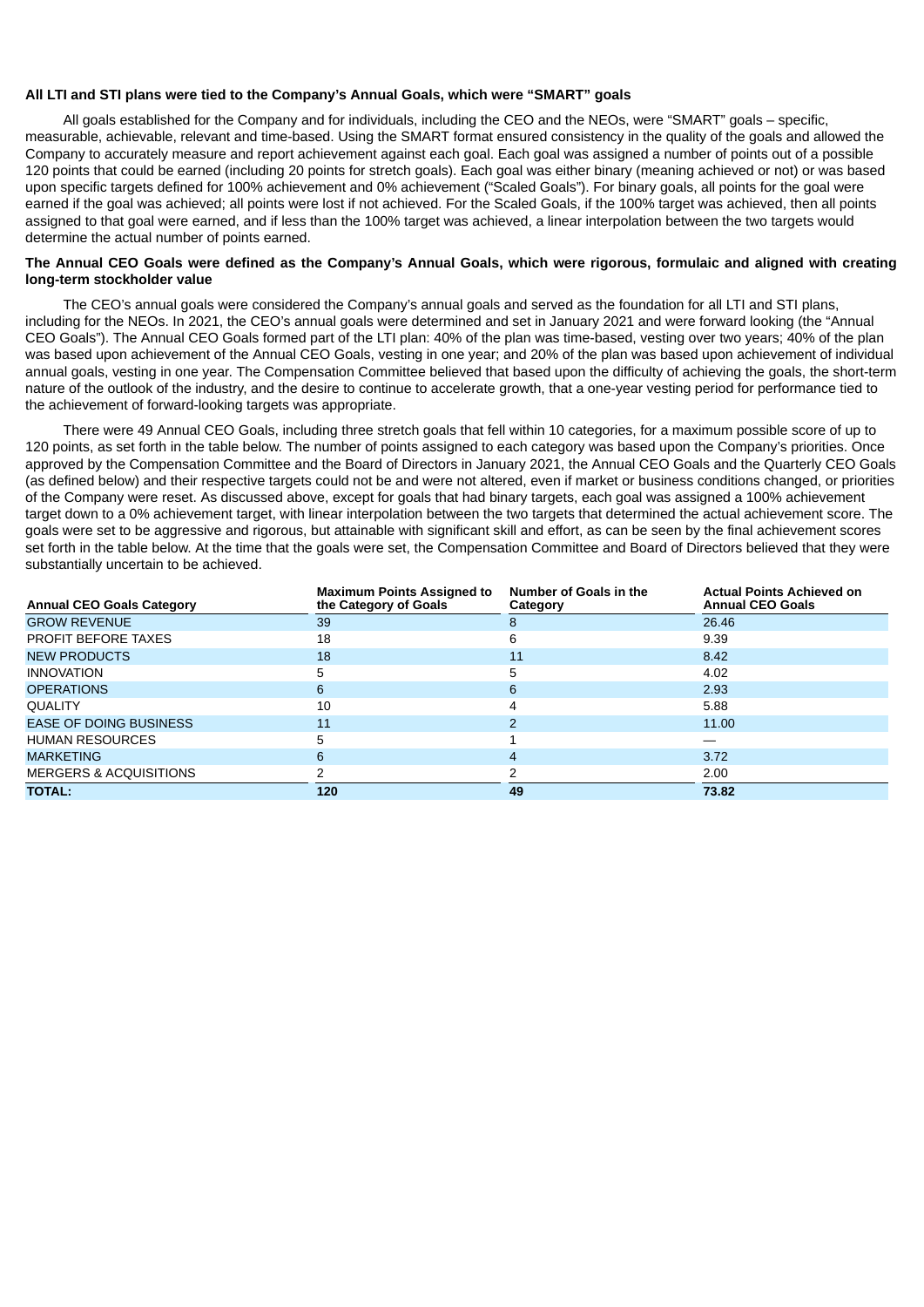**All LTI and STI plans were tied to the Company's Annual Goals, which were "SMART" goals**

All goals established for the Company and for individuals, including the CEO and the NEOs, were "SMART" goals – specific, measurable, achievable, relevant and time-based. Using the SMART format ensured consistency in the quality of the goals and allowed the Company to accurately measure and report achievement against each goal. Each goal was assigned a number of points out of a possible 120 points that could be earned (including 20 points for stretch goals). Each goal was either binary (meaning achieved or not) or was based upon specific targets defined for 100% achievement and 0% achievement ("Scaled Goals"). For binary goals, all points for the goal were earned if the goal was achieved; all points were lost if not achieved. For the Scaled Goals, if the 100% target was achieved, then all points assigned to that goal were earned, and if less than the 100% target was achieved, a linear interpolation between the two targets would determine the actual number of points earned.

**The Annual CEO Goals were defined as the Company's Annual Goals, which were rigorous, formulaic and aligned with creating long-term stockholder value**

The CEO's annual goals were considered the Company's annual goals and served as the foundation for all LTI and STI plans, including for the NEOs. In 2021, the CEO's annual goals were determined and set in January 2021 and were forward looking (the "Annual CEO Goals"). The Annual CEO Goals formed part of the LTI plan: 40% of the plan was time-based, vesting over two years; 40% of the plan was based upon achievement of the Annual CEO Goals, vesting in one year; and 20% of the plan was based upon achievement of individual annual goals, vesting in one year. The Compensation Committee believed that based upon the difficulty of achieving the goals, the short-term nature of the outlook of the industry, and the desire to continue to accelerate growth, that a one-year vesting period for performance tied to the achievement of forward-looking targets was appropriate.

There were 49 Annual CEO Goals, including three stretch goals that fell within 10 categories, for a maximum possible score of up to 120 points, as set forth in the table below. The number of points assigned to each category was based upon the Company's priorities. Once approved by the Compensation Committee and the Board of Directors in January 2021, the Annual CEO Goals and the Quarterly CEO Goals (as defined below) and their respective targets could not be and were not altered, even if market or business conditions changed, or priorities of the Company were reset. As discussed above, except for goals that had binary targets, each goal was assigned a 100% achievement target down to a 0% achievement target, with linear interpolation between the two targets that determined the actual achievement score. The goals were set to be aggressive and rigorous, but attainable with significant skill and effort, as can be seen by the final achievement scores set forth in the table below. At the time that the goals were set, the Compensation Committee and Board of Directors believed that they were substantially uncertain to be achieved.

| Annual CEO Goals Category | Maximum Points Assigned to the Category of Goals | Number of Goals in the Category | Actual Points Achieved on Annual CEO Goals |
|---|---|---|---|
| GROW REVENUE | 39 | 8 | 26.46 |
| PROFIT BEFORE TAXES | 18 | 6 | 9.39 |
| NEW PRODUCTS | 18 | 11 | 8.42 |
| INNOVATION | 5 | 5 | 4.02 |
| OPERATIONS | 6 | 6 | 2.93 |
| QUALITY | 10 | 4 | 5.88 |
| EASE OF DOING BUSINESS | 11 | 2 | 11.00 |
| HUMAN RESOURCES | 5 | 1 | — |
| MARKETING | 6 | 4 | 3.72 |
| MERGERS & ACQUISITIONS | 2 | 2 | 2.00 |
| **TOTAL:** | **120** | **49** | **73.82** |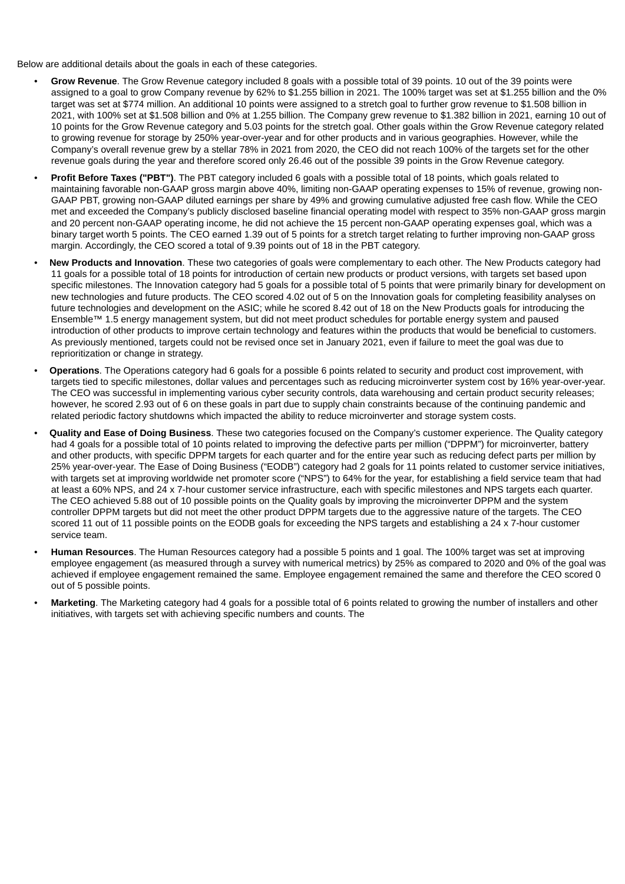Below are additional details about the goals in each of these categories.

- **Grow Revenue**. The Grow Revenue category included 8 goals with a possible total of 39 points. 10 out of the 39 points were assigned to a goal to grow Company revenue by 62% to $1.255 billion in 2021. The 100% target was set at $1.255 billion and the 0% target was set at $774 million. An additional 10 points were assigned to a stretch goal to further grow revenue to $1.508 billion in 2021, with 100% set at $1.508 billion and 0% at 1.255 billion. The Company grew revenue to $1.382 billion in 2021, earning 10 out of 10 points for the Grow Revenue category and 5.03 points for the stretch goal. Other goals within the Grow Revenue category related to growing revenue for storage by 250% year-over-year and for other products and in various geographies. However, while the Company's overall revenue grew by a stellar 78% in 2021 from 2020, the CEO did not reach 100% of the targets set for the other revenue goals during the year and therefore scored only 26.46 out of the possible 39 points in the Grow Revenue category.
- **Profit Before Taxes ("PBT")**. The PBT category included 6 goals with a possible total of 18 points, which goals related to maintaining favorable non-GAAP gross margin above 40%, limiting non-GAAP operating expenses to 15% of revenue, growing non-GAAP PBT, growing non-GAAP diluted earnings per share by 49% and growing cumulative adjusted free cash flow. While the CEO met and exceeded the Company's publicly disclosed baseline financial operating model with respect to 35% non-GAAP gross margin and 20 percent non-GAAP operating income, he did not achieve the 15 percent non-GAAP operating expenses goal, which was a binary target worth 5 points. The CEO earned 1.39 out of 5 points for a stretch target relating to further improving non-GAAP gross margin. Accordingly, the CEO scored a total of 9.39 points out of 18 in the PBT category.
- **New Products and Innovation**. These two categories of goals were complementary to each other. The New Products category had 11 goals for a possible total of 18 points for introduction of certain new products or product versions, with targets set based upon specific milestones. The Innovation category had 5 goals for a possible total of 5 points that were primarily binary for development on new technologies and future products. The CEO scored 4.02 out of 5 on the Innovation goals for completing feasibility analyses on future technologies and development on the ASIC; while he scored 8.42 out of 18 on the New Products goals for introducing the Ensemble™ 1.5 energy management system, but did not meet product schedules for portable energy system and paused introduction of other products to improve certain technology and features within the products that would be beneficial to customers. As previously mentioned, targets could not be revised once set in January 2021, even if failure to meet the goal was due to reprioritization or change in strategy.
- **Operations**. The Operations category had 6 goals for a possible 6 points related to security and product cost improvement, with targets tied to specific milestones, dollar values and percentages such as reducing microinverter system cost by 16% year-over-year. The CEO was successful in implementing various cyber security controls, data warehousing and certain product security releases; however, he scored 2.93 out of 6 on these goals in part due to supply chain constraints because of the continuing pandemic and related periodic factory shutdowns which impacted the ability to reduce microinverter and storage system costs.
- **Quality and Ease of Doing Business**. These two categories focused on the Company's customer experience. The Quality category had 4 goals for a possible total of 10 points related to improving the defective parts per million ("DPPM") for microinverter, battery and other products, with specific DPPM targets for each quarter and for the entire year such as reducing defect parts per million by 25% year-over-year. The Ease of Doing Business ("EODB") category had 2 goals for 11 points related to customer service initiatives, with targets set at improving worldwide net promoter score ("NPS") to 64% for the year, for establishing a field service team that had at least a 60% NPS, and 24 x 7-hour customer service infrastructure, each with specific milestones and NPS targets each quarter. The CEO achieved 5.88 out of 10 possible points on the Quality goals by improving the microinverter DPPM and the system controller DPPM targets but did not meet the other product DPPM targets due to the aggressive nature of the targets. The CEO scored 11 out of 11 possible points on the EODB goals for exceeding the NPS targets and establishing a 24 x 7-hour customer service team.
- **Human Resources**. The Human Resources category had a possible 5 points and 1 goal. The 100% target was set at improving employee engagement (as measured through a survey with numerical metrics) by 25% as compared to 2020 and 0% of the goal was achieved if employee engagement remained the same. Employee engagement remained the same and therefore the CEO scored 0 out of 5 possible points.
- **Marketing**. The Marketing category had 4 goals for a possible total of 6 points related to growing the number of installers and other initiatives, with targets set with achieving specific numbers and counts. The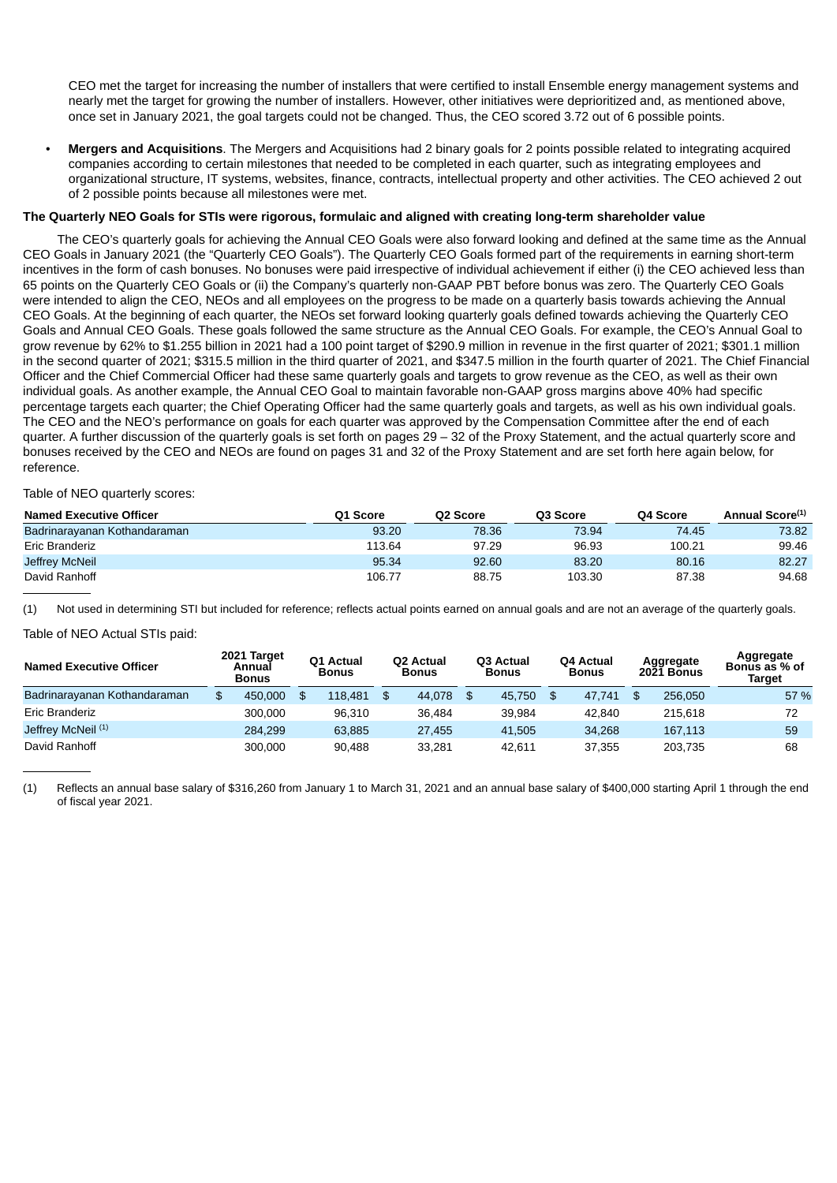CEO met the target for increasing the number of installers that were certified to install Ensemble energy management systems and nearly met the target for growing the number of installers. However, other initiatives were deprioritized and, as mentioned above, once set in January 2021, the goal targets could not be changed. Thus, the CEO scored 3.72 out of 6 possible points.

- **Mergers and Acquisitions**. The Mergers and Acquisitions had 2 binary goals for 2 points possible related to integrating acquired companies according to certain milestones that needed to be completed in each quarter, such as integrating employees and organizational structure, IT systems, websites, finance, contracts, intellectual property and other activities. The CEO achieved 2 out of 2 possible points because all milestones were met.

**The Quarterly NEO Goals for STIs were rigorous, formulaic and aligned with creating long-term shareholder value**

The CEO's quarterly goals for achieving the Annual CEO Goals were also forward looking and defined at the same time as the Annual CEO Goals in January 2021 (the "Quarterly CEO Goals"). The Quarterly CEO Goals formed part of the requirements in earning short-term incentives in the form of cash bonuses. No bonuses were paid irrespective of individual achievement if either (i) the CEO achieved less than 65 points on the Quarterly CEO Goals or (ii) the Company's quarterly non-GAAP PBT before bonus was zero. The Quarterly CEO Goals were intended to align the CEO, NEOs and all employees on the progress to be made on a quarterly basis towards achieving the Annual CEO Goals. At the beginning of each quarter, the NEOs set forward looking quarterly goals defined towards achieving the Quarterly CEO Goals and Annual CEO Goals. These goals followed the same structure as the Annual CEO Goals. For example, the CEO's Annual Goal to grow revenue by 62% to $1.255 billion in 2021 had a 100 point target of $290.9 million in revenue in the first quarter of 2021; $301.1 million in the second quarter of 2021; $315.5 million in the third quarter of 2021, and $347.5 million in the fourth quarter of 2021. The Chief Financial Officer and the Chief Commercial Officer had these same quarterly goals and targets to grow revenue as the CEO, as well as their own individual goals. As another example, the Annual CEO Goal to maintain favorable non-GAAP gross margins above 40% had specific percentage targets each quarter; the Chief Operating Officer had the same quarterly goals and targets, as well as his own individual goals. The CEO and the NEO's performance on goals for each quarter was approved by the Compensation Committee after the end of each quarter. A further discussion of the quarterly goals is set forth on pages 29 – 32 of the Proxy Statement, and the actual quarterly score and bonuses received by the CEO and NEOs are found on pages 31 and 32 of the Proxy Statement and are set forth here again below, for reference.

Table of NEO quarterly scores:

| Named Executive Officer | Q1 Score | Q2 Score | Q3 Score | Q4 Score | Annual Score[1] |
|---|---|---|---|---|---|
| Badrinarayanan Kothandaraman | 93.20 | 78.36 | 73.94 | 74.45 | 73.82 |
| Eric Branderiz | 113.64 | 97.29 | 96.93 | 100.21 | 99.46 |
| Jeffrey McNeil | 95.34 | 92.60 | 83.20 | 80.16 | 82.27 |
| David Ranhoff | 106.77 | 88.75 | 103.30 | 87.38 | 94.68 |

(1) Not used in determining STI but included for reference; reflects actual points earned on annual goals and are not an average of the quarterly goals.

Table of NEO Actual STIs paid:

| Named Executive Officer | 2021 Target Annual Bonus | Q1 Actual Bonus | Q2 Actual Bonus | Q3 Actual Bonus | Q4 Actual Bonus | Aggregate 2021 Bonus | Aggregate Bonus as % of Target |
|---|---|---|---|---|---|---|---|
| Badrinarayanan Kothandaraman | $ 450,000 | $ 118,481 | $ 44,078 | $ 45,750 | $ 47,741 | $ 256,050 | 57 % |
| Eric Branderiz | 300,000 | 96,310 | 36,484 | 39,984 | 42,840 | 215,618 | 72 |
| Jeffrey McNeil [1] | 284,299 | 63,885 | 27,455 | 41,505 | 34,268 | 167,113 | 59 |
| David Ranhoff | 300,000 | 90,488 | 33,281 | 42,611 | 37,355 | 203,735 | 68 |

(1) Reflects an annual base salary of $316,260 from January 1 to March 31, 2021 and an annual base salary of $400,000 starting April 1 through the end of fiscal year 2021.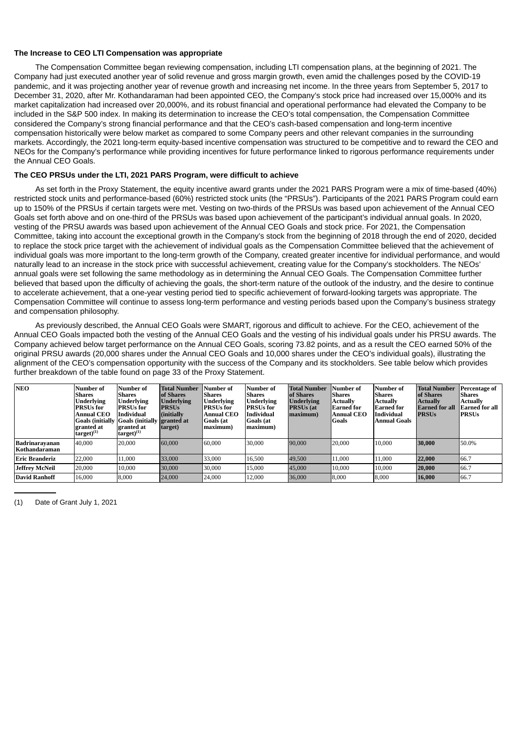**The Increase to CEO LTI Compensation was appropriate**

The Compensation Committee began reviewing compensation, including LTI compensation plans, at the beginning of 2021. The Company had just executed another year of solid revenue and gross margin growth, even amid the challenges posed by the COVID-19 pandemic, and it was projecting another year of revenue growth and increasing net income. In the three years from September 5, 2017 to December 31, 2020, after Mr. Kothandaraman had been appointed CEO, the Company's stock price had increased over 15,000% and its market capitalization had increased over 20,000%, and its robust financial and operational performance had elevated the Company to be included in the S&P 500 index. In making its determination to increase the CEO's total compensation, the Compensation Committee considered the Company's strong financial performance and that the CEO's cash-based compensation and long-term incentive compensation historically were below market as compared to some Company peers and other relevant companies in the surrounding markets. Accordingly, the 2021 long-term equity-based incentive compensation was structured to be competitive and to reward the CEO and NEOs for the Company's performance while providing incentives for future performance linked to rigorous performance requirements under the Annual CEO Goals.

**The CEO PRSUs under the LTI, 2021 PARS Program, were difficult to achieve**

As set forth in the Proxy Statement, the equity incentive award grants under the 2021 PARS Program were a mix of time-based (40%) restricted stock units and performance-based (60%) restricted stock units (the "PRSUs"). Participants of the 2021 PARS Program could earn up to 150% of the PRSUs if certain targets were met. Vesting on two-thirds of the PRSUs was based upon achievement of the Annual CEO Goals set forth above and on one-third of the PRSUs was based upon achievement of the participant's individual annual goals. In 2020, vesting of the PRSU awards was based upon achievement of the Annual CEO Goals and stock price. For 2021, the Compensation Committee, taking into account the exceptional growth in the Company's stock from the beginning of 2018 through the end of 2020, decided to replace the stock price target with the achievement of individual goals as the Compensation Committee believed that the achievement of individual goals was more important to the long-term growth of the Company, created greater incentive for individual performance, and would naturally lead to an increase in the stock price with successful achievement, creating value for the Company's stockholders. The NEOs' annual goals were set following the same methodology as in determining the Annual CEO Goals. The Compensation Committee further believed that based upon the difficulty of achieving the goals, the short-term nature of the outlook of the industry, and the desire to continue to accelerate achievement, that a one-year vesting period tied to specific achievement of forward-looking targets was appropriate. The Compensation Committee will continue to assess long-term performance and vesting periods based upon the Company's business strategy and compensation philosophy.

As previously described, the Annual CEO Goals were SMART, rigorous and difficult to achieve. For the CEO, achievement of the Annual CEO Goals impacted both the vesting of the Annual CEO Goals and the vesting of his individual goals under his PRSU awards. The Company achieved below target performance on the Annual CEO Goals, scoring 73.82 points, and as a result the CEO earned 50% of the original PRSU awards (20,000 shares under the Annual CEO Goals and 10,000 shares under the CEO's individual goals), illustrating the alignment of the CEO's compensation opportunity with the success of the Company and its stockholders. See table below which provides further breakdown of the table found on page 33 of the Proxy Statement.

| NEO | Number of Shares Underlying PRSUs for Annual CEO Goals (initially granted at target)[1] | Number of Shares Underlying PRSUs for Individual Goals (initially granted at target)[1] | Total Number of Shares Underlying PRSUs (initially granted at target) | Number of Shares Underlying PRSUs for Annual CEO Goals (at maximum) | Number of Shares Underlying PRSUs for Individual Goals (at maximum) | Total Number of Shares Underlying PRSUs (at maximum) | Number of Shares Actually Earned for Annual CEO Goals | Number of Shares Actually Earned for Individual Annual Goals | Total Number of Shares Actually Earned for all PRSUs | Percentage of Shares Actually Earned for all PRSUs |
|---|---|---|---|---|---|---|---|---|---|---|
| **Badrinarayanan Kothandaraman** | 40,000 | 20,000 | 60,000 | 60,000 | 30,000 | 90,000 | 20,000 | 10,000 | **30,000** | 50.0% |
| **Eric Branderiz** | 22,000 | 11,000 | 33,000 | 33,000 | 16,500 | 49,500 | 11,000 | 11,000 | **22,000** | 66.7 |
| **Jeffrey McNeil** | 20,000 | 10,000 | 30,000 | 30,000 | 15,000 | 45,000 | 10,000 | 10,000 | **20,000** | 66.7 |
| **David Ranhoff** | 16,000 | 8,000 | 24,000 | 24,000 | 12,000 | 36,000 | 8,000 | 8,000 | **16,000** | 66.7 |

(1) Date of Grant July 1, 2021